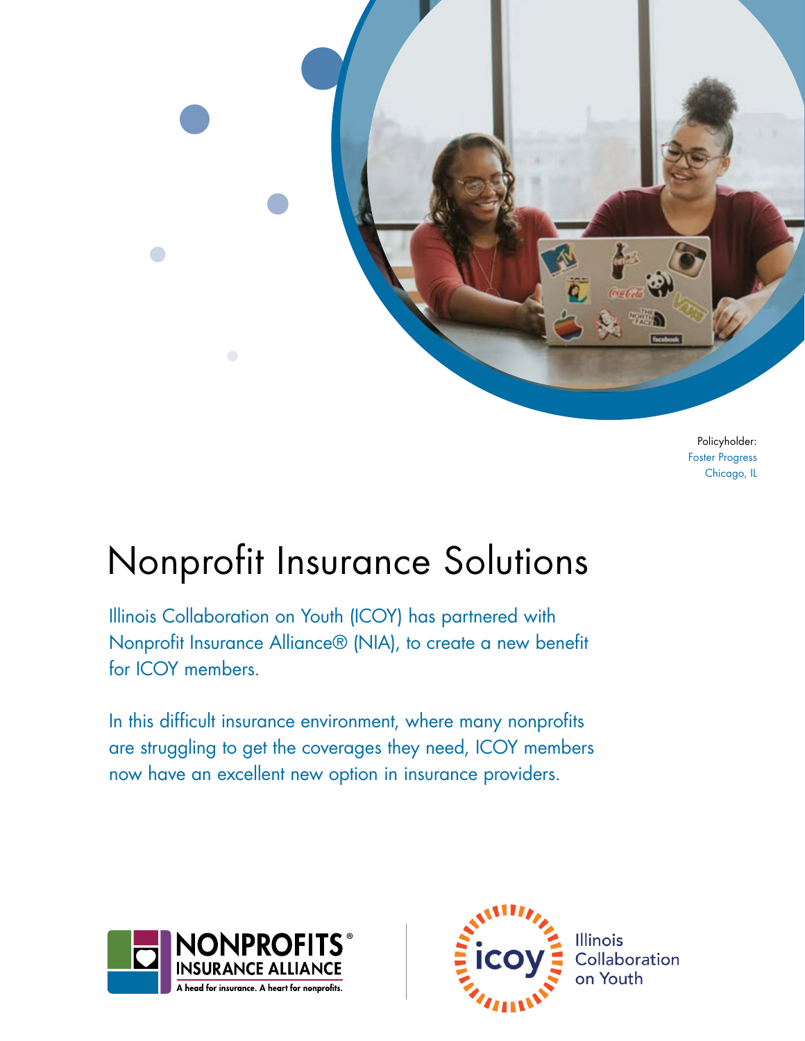Policyholder:
Foster Progress
Chicago, IL

# Nonprofit Insurance Solutions

Illinois Collaboration on Youth (ICOY) has partnered with Nonprofit Insurance Alliance® (NIA), to create a new benefit for ICOY members.

In this difficult insurance environment, where many nonprofits are struggling to get the coverages they need, ICOY members now have an excellent new option in insurance providers.

NONPROFITS® INSURANCE ALLIANCE
A head for insurance. A heart for nonprofits.

icoy Illinois Collaboration on Youth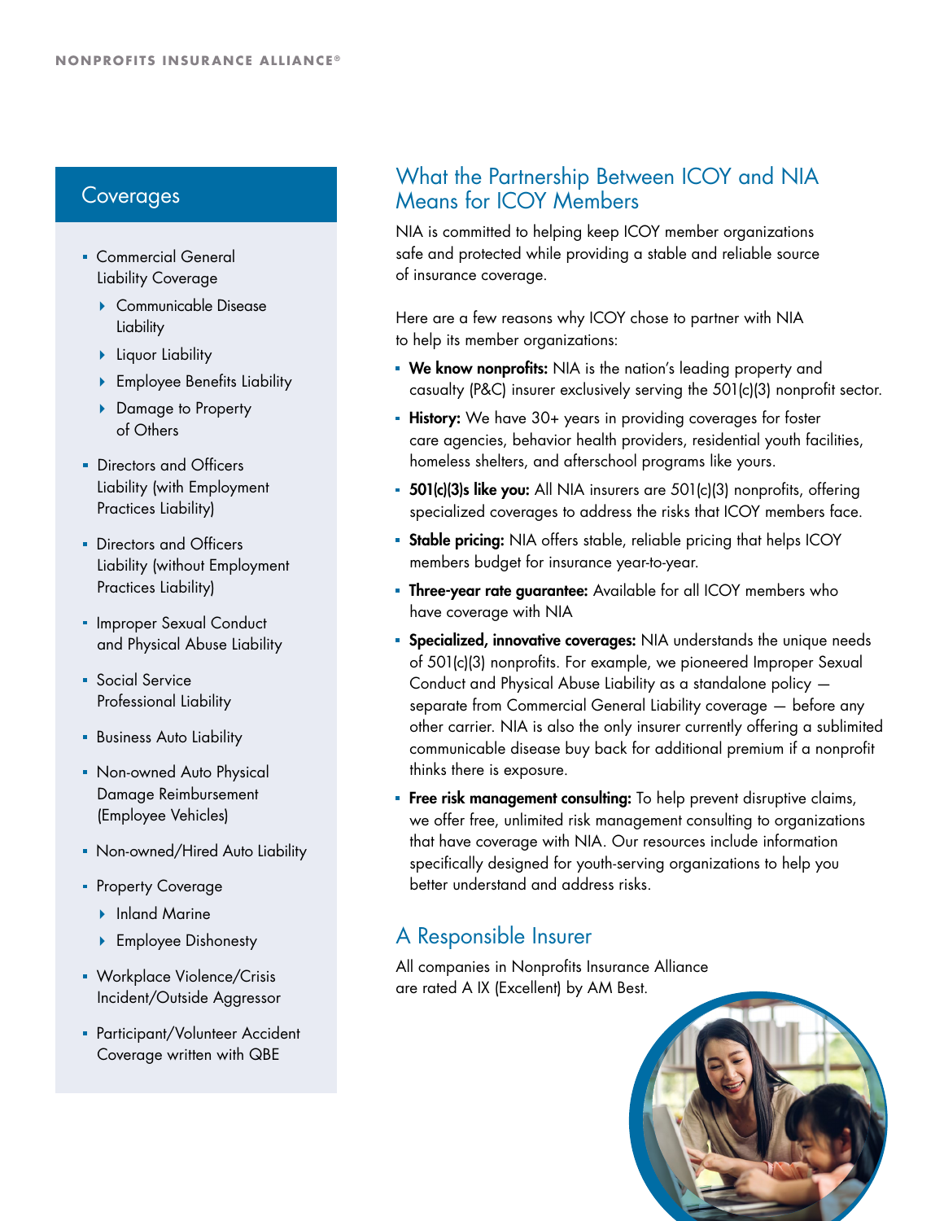## Coverages

- Commercial General Liability Coverage
  - Communicable Disease Liability
  - Liquor Liability
  - Employee Benefits Liability
  - Damage to Property of Others
- Directors and Officers Liability (with Employment Practices Liability)
- Directors and Officers Liability (without Employment Practices Liability)
- Improper Sexual Conduct and Physical Abuse Liability
- Social Service Professional Liability
- Business Auto Liability
- Non-owned Auto Physical Damage Reimbursement (Employee Vehicles)
- Non-owned/Hired Auto Liability
- Property Coverage
  - Inland Marine
  - Employee Dishonesty
- Workplace Violence/Crisis Incident/Outside Aggressor
- Participant/Volunteer Accident Coverage written with QBE

## What the Partnership Between ICOY and NIA Means for ICOY Members

NIA is committed to helping keep ICOY member organizations safe and protected while providing a stable and reliable source of insurance coverage.

Here are a few reasons why ICOY chose to partner with NIA to help its member organizations:

- **We know nonprofits:** NIA is the nation's leading property and casualty (P&C) insurer exclusively serving the 501(c)(3) nonprofit sector.
- **History:** We have 30+ years in providing coverages for foster care agencies, behavior health providers, residential youth facilities, homeless shelters, and afterschool programs like yours.
- **501(c)(3)s like you:** All NIA insurers are 501(c)(3) nonprofits, offering specialized coverages to address the risks that ICOY members face.
- **Stable pricing:** NIA offers stable, reliable pricing that helps ICOY members budget for insurance year-to-year.
- **Three-year rate guarantee:** Available for all ICOY members who have coverage with NIA
- **Specialized, innovative coverages:** NIA understands the unique needs of 501(c)(3) nonprofits. For example, we pioneered Improper Sexual Conduct and Physical Abuse Liability as a standalone policy — separate from Commercial General Liability coverage — before any other carrier. NIA is also the only insurer currently offering a sublimited communicable disease buy back for additional premium if a nonprofit thinks there is exposure.
- **Free risk management consulting:** To help prevent disruptive claims, we offer free, unlimited risk management consulting to organizations that have coverage with NIA. Our resources include information specifically designed for youth-serving organizations to help you better understand and address risks.

## A Responsible Insurer

All companies in Nonprofits Insurance Alliance are rated A IX (Excellent) by AM Best.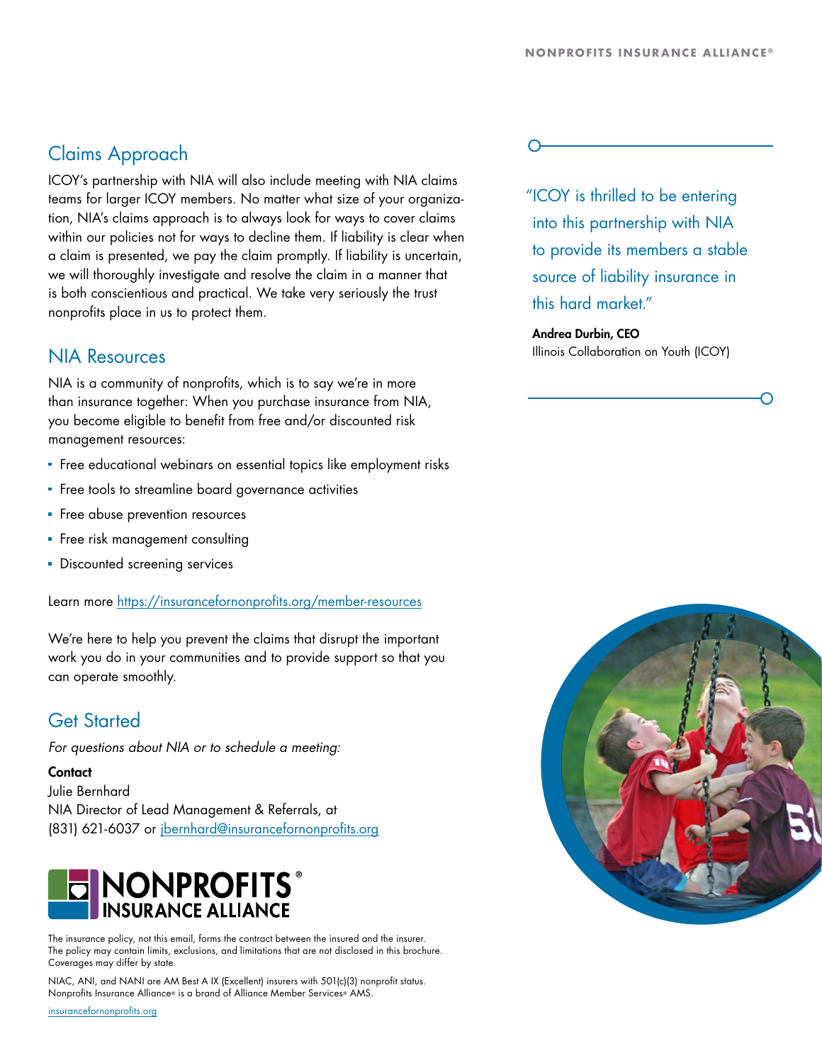## Claims Approach

ICOY's partnership with NIA will also include meeting with NIA claims teams for larger ICOY members. No matter what size of your organization, NIA's claims approach is to always look for ways to cover claims within our policies not for ways to decline them. If liability is clear when a claim is presented, we pay the claim promptly. If liability is uncertain, we will thoroughly investigate and resolve the claim in a manner that is both conscientious and practical. We take very seriously the trust nonprofits place in us to protect them.

> "ICOY is thrilled to be entering into this partnership with NIA to provide its members a stable source of liability insurance in this hard market."
>
> **Andrea Durbin, CEO**
> Illinois Collaboration on Youth (ICOY)

## NIA Resources

NIA is a community of nonprofits, which is to say we're in more than insurance together: When you purchase insurance from NIA, you become eligible to benefit from free and/or discounted risk management resources:

- Free educational webinars on essential topics like employment risks
- Free tools to streamline board governance activities
- Free abuse prevention resources
- Free risk management consulting
- Discounted screening services

Learn more https://insurancefornonprofits.org/member-resources

We're here to help you prevent the claims that disrupt the important work you do in your communities and to provide support so that you can operate smoothly.

## Get Started

*For questions about NIA or to schedule a meeting:*

**Contact**
Julie Bernhard
NIA Director of Lead Management & Referrals, at
(831) 621-6037 or jbernhard@insurancefornonprofits.org

NONPROFITS® INSURANCE ALLIANCE

The insurance policy, not this email, forms the contract between the insured and the insurer. The policy may contain limits, exclusions, and limitations that are not disclosed in this brochure. Coverages may differ by state.

NIAC, ANI, and NANI are AM Best A IX (Excellent) insurers with 501(c)(3) nonprofit status. Nonprofits Insurance Alliance® is a brand of Alliance Member Services® AMS.

insurancefornonprofits.org